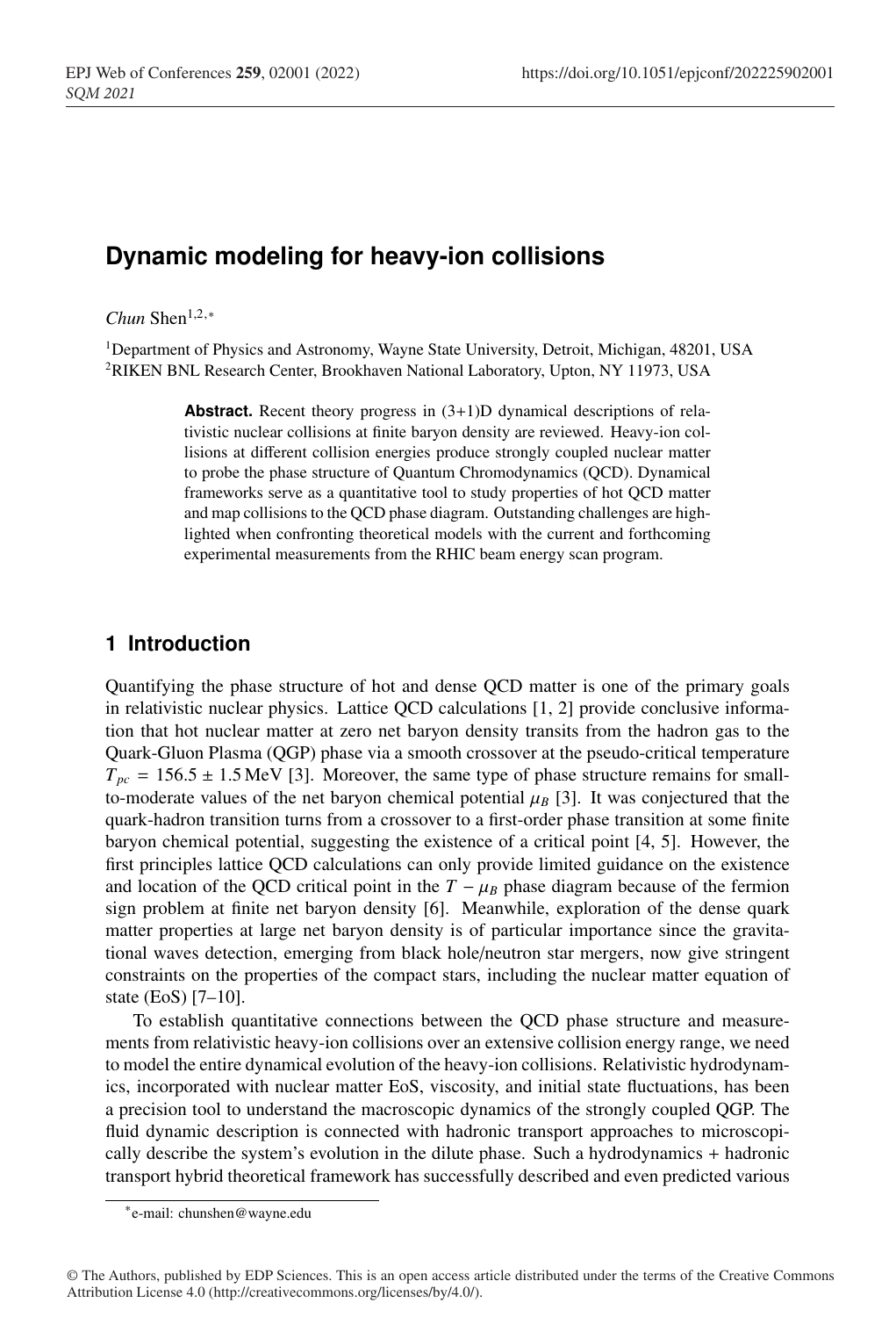# Dynamic modeling for heavy-ion collisions

*Chun* Shen[1,2,*]

[1]Department of Physics and Astronomy, Wayne State University, Detroit, Michigan, 48201, USA
[2]RIKEN BNL Research Center, Brookhaven National Laboratory, Upton, NY 11973, USA

**Abstract.** Recent theory progress in (3+1)D dynamical descriptions of relativistic nuclear collisions at finite baryon density are reviewed. Heavy-ion collisions at different collision energies produce strongly coupled nuclear matter to probe the phase structure of Quantum Chromodynamics (QCD). Dynamical frameworks serve as a quantitative tool to study properties of hot QCD matter and map collisions to the QCD phase diagram. Outstanding challenges are highlighted when confronting theoretical models with the current and forthcoming experimental measurements from the RHIC beam energy scan program.

## 1 Introduction

Quantifying the phase structure of hot and dense QCD matter is one of the primary goals in relativistic nuclear physics. Lattice QCD calculations [1, 2] provide conclusive information that hot nuclear matter at zero net baryon density transits from the hadron gas to the Quark-Gluon Plasma (QGP) phase via a smooth crossover at the pseudo-critical temperature $T_{pc} = 156.5 \pm 1.5\,\mathrm{MeV}$ [3]. Moreover, the same type of phase structure remains for small-to-moderate values of the net baryon chemical potential $\mu_B$ [3]. It was conjectured that the quark-hadron transition turns from a crossover to a first-order phase transition at some finite baryon chemical potential, suggesting the existence of a critical point [4, 5]. However, the first principles lattice QCD calculations can only provide limited guidance on the existence and location of the QCD critical point in the $T - \mu_B$ phase diagram because of the fermion sign problem at finite net baryon density [6]. Meanwhile, exploration of the dense quark matter properties at large net baryon density is of particular importance since the gravitational waves detection, emerging from black hole/neutron star mergers, now give stringent constraints on the properties of the compact stars, including the nuclear matter equation of state (EoS) [7–10].

To establish quantitative connections between the QCD phase structure and measurements from relativistic heavy-ion collisions over an extensive collision energy range, we need to model the entire dynamical evolution of the heavy-ion collisions. Relativistic hydrodynamics, incorporated with nuclear matter EoS, viscosity, and initial state fluctuations, has been a precision tool to understand the macroscopic dynamics of the strongly coupled QGP. The fluid dynamic description is connected with hadronic transport approaches to microscopically describe the system's evolution in the dilute phase. Such a hydrodynamics + hadronic transport hybrid theoretical framework has successfully described and even predicted various

*e-mail: chunshen@wayne.edu

© The Authors, published by EDP Sciences. This is an open access article distributed under the terms of the Creative Commons Attribution License 4.0 (http://creativecommons.org/licenses/by/4.0/).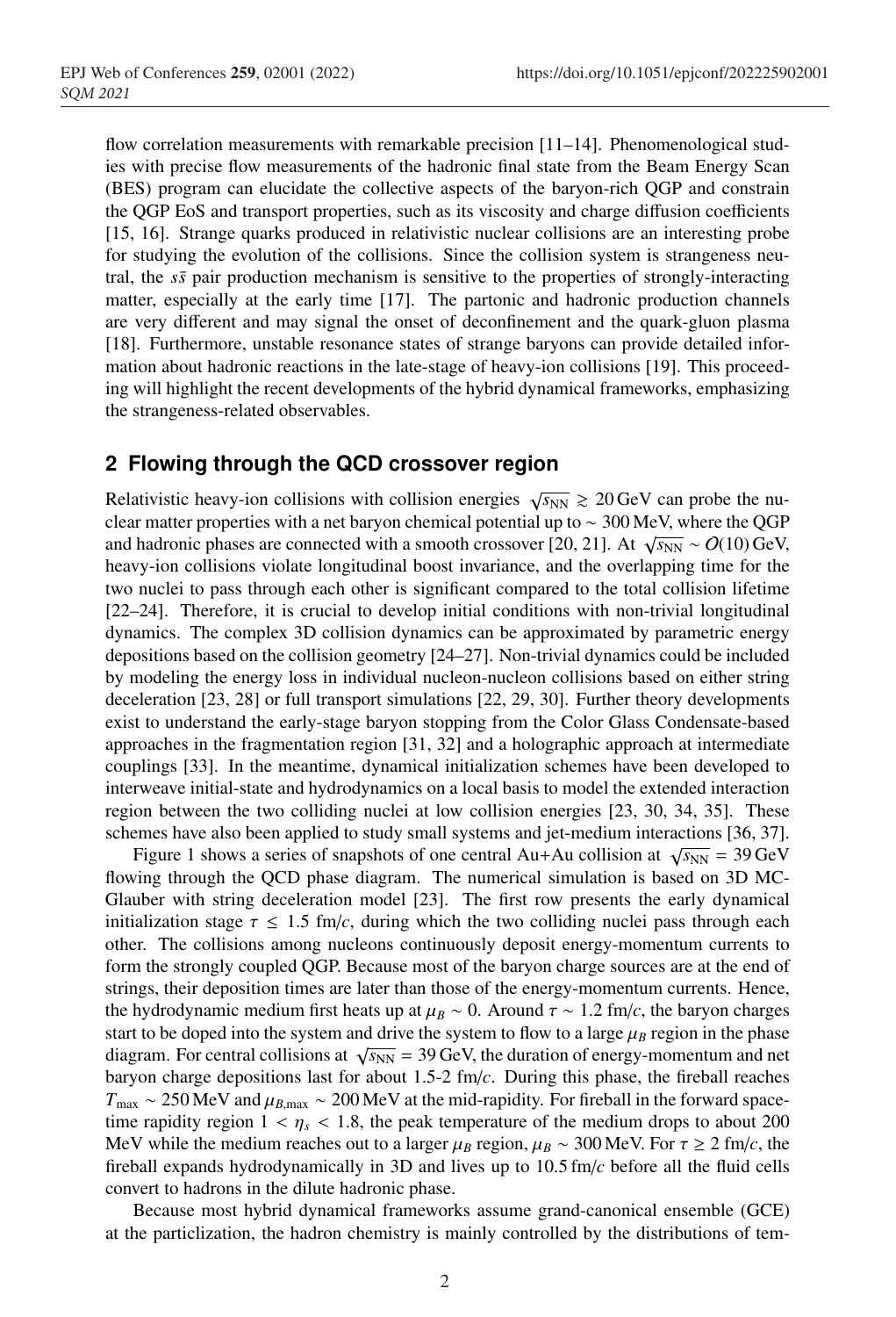flow correlation measurements with remarkable precision [11–14]. Phenomenological studies with precise flow measurements of the hadronic final state from the Beam Energy Scan (BES) program can elucidate the collective aspects of the baryon-rich QGP and constrain the QGP EoS and transport properties, such as its viscosity and charge diffusion coefficients [15, 16]. Strange quarks produced in relativistic nuclear collisions are an interesting probe for studying the evolution of the collisions. Since the collision system is strangeness neutral, the $s\bar{s}$ pair production mechanism is sensitive to the properties of strongly-interacting matter, especially at the early time [17]. The partonic and hadronic production channels are very different and may signal the onset of deconfinement and the quark-gluon plasma [18]. Furthermore, unstable resonance states of strange baryons can provide detailed information about hadronic reactions in the late-stage of heavy-ion collisions [19]. This proceeding will highlight the recent developments of the hybrid dynamical frameworks, emphasizing the strangeness-related observables.

## 2 Flowing through the QCD crossover region

Relativistic heavy-ion collisions with collision energies $\sqrt{s_{\rm NN}} \gtrsim 20\,$GeV can probe the nuclear matter properties with a net baryon chemical potential up to $\sim 300\,$MeV, where the QGP and hadronic phases are connected with a smooth crossover [20, 21]. At $\sqrt{s_{\rm NN}} \sim O(10)\,$GeV, heavy-ion collisions violate longitudinal boost invariance, and the overlapping time for the two nuclei to pass through each other is significant compared to the total collision lifetime [22–24]. Therefore, it is crucial to develop initial conditions with non-trivial longitudinal dynamics. The complex 3D collision dynamics can be approximated by parametric energy depositions based on the collision geometry [24–27]. Non-trivial dynamics could be included by modeling the energy loss in individual nucleon-nucleon collisions based on either string deceleration [23, 28] or full transport simulations [22, 29, 30]. Further theory developments exist to understand the early-stage baryon stopping from the Color Glass Condensate-based approaches in the fragmentation region [31, 32] and a holographic approach at intermediate couplings [33]. In the meantime, dynamical initialization schemes have been developed to interweave initial-state and hydrodynamics on a local basis to model the extended interaction region between the two colliding nuclei at low collision energies [23, 30, 34, 35]. These schemes have also been applied to study small systems and jet-medium interactions [36, 37].

Figure 1 shows a series of snapshots of one central Au+Au collision at $\sqrt{s_{\rm NN}} = 39\,$GeV flowing through the QCD phase diagram. The numerical simulation is based on 3D MC-Glauber with string deceleration model [23]. The first row presents the early dynamical initialization stage $\tau \leq 1.5$ fm/$c$, during which the two colliding nuclei pass through each other. The collisions among nucleons continuously deposit energy-momentum currents to form the strongly coupled QGP. Because most of the baryon charge sources are at the end of strings, their deposition times are later than those of the energy-momentum currents. Hence, the hydrodynamic medium first heats up at $\mu_B \sim 0$. Around $\tau \sim 1.2$ fm/$c$, the baryon charges start to be doped into the system and drive the system to flow to a large $\mu_B$ region in the phase diagram. For central collisions at $\sqrt{s_{\rm NN}} = 39\,$GeV, the duration of energy-momentum and net baryon charge depositions last for about 1.5-2 fm/$c$. During this phase, the fireball reaches $T_{\rm max} \sim 250\,$MeV and $\mu_{B,{\rm max}} \sim 200\,$MeV at the mid-rapidity. For fireball in the forward space-time rapidity region $1 < \eta_s < 1.8$, the peak temperature of the medium drops to about 200 MeV while the medium reaches out to a larger $\mu_B$ region, $\mu_B \sim 300\,$MeV. For $\tau \geq 2$ fm/$c$, the fireball expands hydrodynamically in 3D and lives up to $10.5\,$fm/$c$ before all the fluid cells convert to hadrons in the dilute hadronic phase.

Because most hybrid dynamical frameworks assume grand-canonical ensemble (GCE) at the particlization, the hadron chemistry is mainly controlled by the distributions of tem-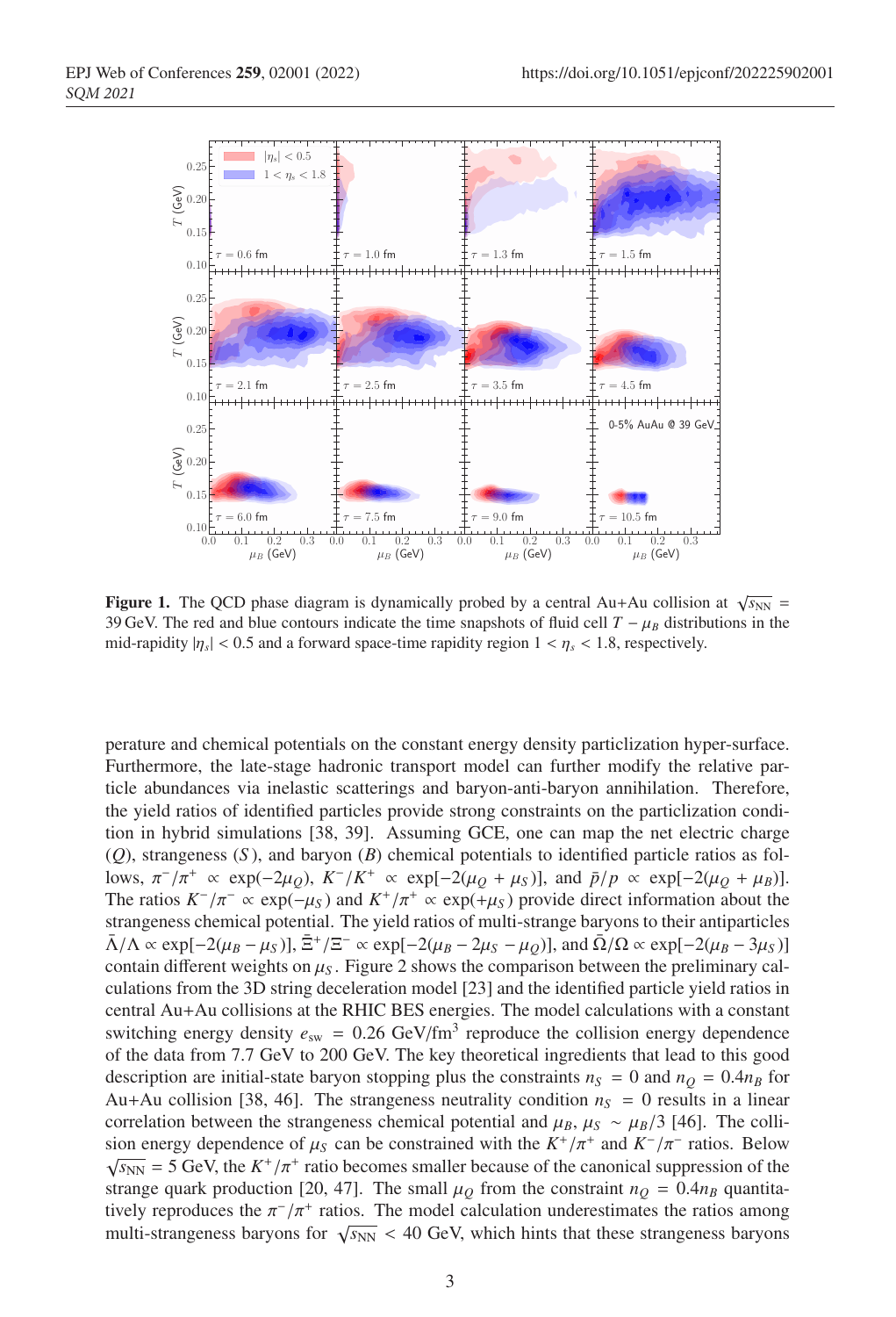**Figure 1.** The QCD phase diagram is dynamically probed by a central Au+Au collision at $\sqrt{s_{\rm NN}}$ = 39 GeV. The red and blue contours indicate the time snapshots of fluid cell $T - \mu_B$ distributions in the mid-rapidity $|\eta_s| < 0.5$ and a forward space-time rapidity region $1 < \eta_s < 1.8$, respectively.

perature and chemical potentials on the constant energy density particlization hyper-surface. Furthermore, the late-stage hadronic transport model can further modify the relative particle abundances via inelastic scatterings and baryon-anti-baryon annihilation. Therefore, the yield ratios of identified particles provide strong constraints on the particlization condition in hybrid simulations [38, 39]. Assuming GCE, one can map the net electric charge ($Q$), strangeness ($S$), and baryon ($B$) chemical potentials to identified particle ratios as follows, $\pi^-/\pi^+ \propto \exp(-2\mu_Q)$, $K^-/K^+ \propto \exp[-2(\mu_Q + \mu_S)]$, and $\bar{p}/p \propto \exp[-2(\mu_Q + \mu_B)]$. The ratios $K^-/\pi^- \propto \exp(-\mu_S)$ and $K^+/\pi^+ \propto \exp(+\mu_S)$ provide direct information about the strangeness chemical potential. The yield ratios of multi-strange baryons to their antiparticles $\bar{\Lambda}/\Lambda \propto \exp[-2(\mu_B - \mu_S)]$, $\bar{\Xi}^+/\Xi^- \propto \exp[-2(\mu_B - 2\mu_S - \mu_Q)]$, and $\bar{\Omega}/\Omega \propto \exp[-2(\mu_B - 3\mu_S)]$ contain different weights on $\mu_S$. Figure 2 shows the comparison between the preliminary calculations from the 3D string deceleration model [23] and the identified particle yield ratios in central Au+Au collisions at the RHIC BES energies. The model calculations with a constant switching energy density $e_{\rm sw}$ = 0.26 GeV/fm$^3$ reproduce the collision energy dependence of the data from 7.7 GeV to 200 GeV. The key theoretical ingredients that lead to this good description are initial-state baryon stopping plus the constraints $n_S = 0$ and $n_Q = 0.4 n_B$ for Au+Au collision [38, 46]. The strangeness neutrality condition $n_S = 0$ results in a linear correlation between the strangeness chemical potential and $\mu_B$, $\mu_S \sim \mu_B/3$ [46]. The collision energy dependence of $\mu_S$ can be constrained with the $K^+/\pi^+$ and $K^-/\pi^-$ ratios. Below $\sqrt{s_{\rm NN}}$ = 5 GeV, the $K^+/\pi^+$ ratio becomes smaller because of the canonical suppression of the strange quark production [20, 47]. The small $\mu_Q$ from the constraint $n_Q = 0.4 n_B$ quantitatively reproduces the $\pi^-/\pi^+$ ratios. The model calculation underestimates the ratios among multi-strangeness baryons for $\sqrt{s_{\rm NN}}$ < 40 GeV, which hints that these strangeness baryons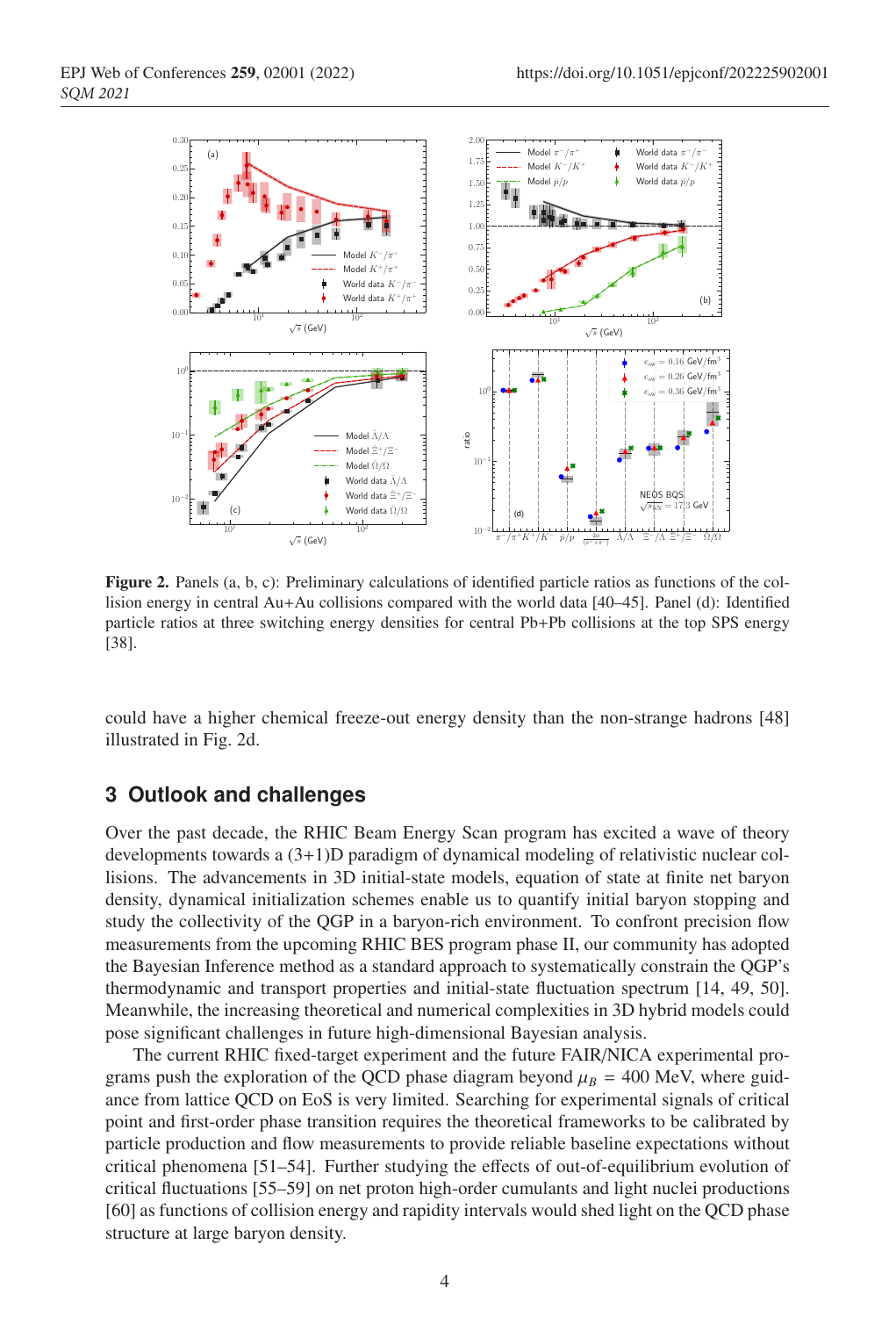**Figure 2.** Panels (a, b, c): Preliminary calculations of identified particle ratios as functions of the collision energy in central Au+Au collisions compared with the world data [40–45]. Panel (d): Identified particle ratios at three switching energy densities for central Pb+Pb collisions at the top SPS energy [38].

could have a higher chemical freeze-out energy density than the non-strange hadrons [48] illustrated in Fig. 2d.

## 3 Outlook and challenges

Over the past decade, the RHIC Beam Energy Scan program has excited a wave of theory developments towards a (3+1)D paradigm of dynamical modeling of relativistic nuclear collisions. The advancements in 3D initial-state models, equation of state at finite net baryon density, dynamical initialization schemes enable us to quantify initial baryon stopping and study the collectivity of the QGP in a baryon-rich environment. To confront precision flow measurements from the upcoming RHIC BES program phase II, our community has adopted the Bayesian Inference method as a standard approach to systematically constrain the QGP's thermodynamic and transport properties and initial-state fluctuation spectrum [14, 49, 50]. Meanwhile, the increasing theoretical and numerical complexities in 3D hybrid models could pose significant challenges in future high-dimensional Bayesian analysis.

The current RHIC fixed-target experiment and the future FAIR/NICA experimental programs push the exploration of the QCD phase diagram beyond $\mu_B$ = 400 MeV, where guidance from lattice QCD on EoS is very limited. Searching for experimental signals of critical point and first-order phase transition requires the theoretical frameworks to be calibrated by particle production and flow measurements to provide reliable baseline expectations without critical phenomena [51–54]. Further studying the effects of out-of-equilibrium evolution of critical fluctuations [55–59] on net proton high-order cumulants and light nuclei productions [60] as functions of collision energy and rapidity intervals would shed light on the QCD phase structure at large baryon density.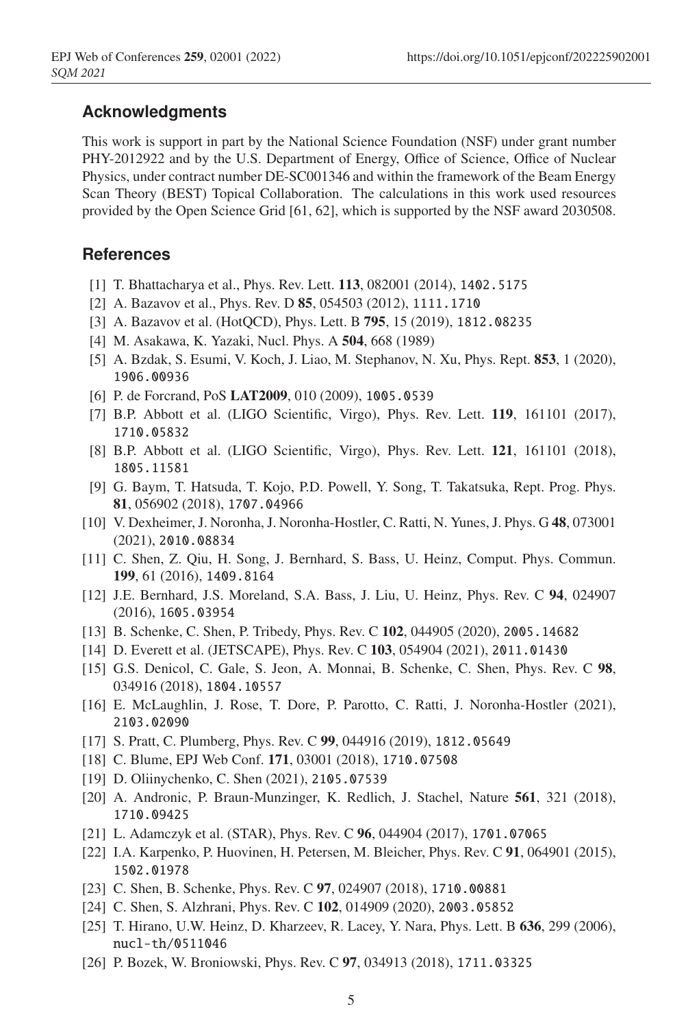## Acknowledgments

This work is support in part by the National Science Foundation (NSF) under grant number PHY-2012922 and by the U.S. Department of Energy, Office of Science, Office of Nuclear Physics, under contract number DE-SC001346 and within the framework of the Beam Energy Scan Theory (BEST) Topical Collaboration. The calculations in this work used resources provided by the Open Science Grid [61, 62], which is supported by the NSF award 2030508.

## References

[1] T. Bhattacharya et al., Phys. Rev. Lett. **113**, 082001 (2014), 1402.5175

[2] A. Bazavov et al., Phys. Rev. D **85**, 054503 (2012), 1111.1710

[3] A. Bazavov et al. (HotQCD), Phys. Lett. B **795**, 15 (2019), 1812.08235

[4] M. Asakawa, K. Yazaki, Nucl. Phys. A **504**, 668 (1989)

[5] A. Bzdak, S. Esumi, V. Koch, J. Liao, M. Stephanov, N. Xu, Phys. Rept. **853**, 1 (2020), 1906.00936

[6] P. de Forcrand, PoS **LAT2009**, 010 (2009), 1005.0539

[7] B.P. Abbott et al. (LIGO Scientific, Virgo), Phys. Rev. Lett. **119**, 161101 (2017), 1710.05832

[8] B.P. Abbott et al. (LIGO Scientific, Virgo), Phys. Rev. Lett. **121**, 161101 (2018), 1805.11581

[9] G. Baym, T. Hatsuda, T. Kojo, P.D. Powell, Y. Song, T. Takatsuka, Rept. Prog. Phys. **81**, 056902 (2018), 1707.04966

[10] V. Dexheimer, J. Noronha, J. Noronha-Hostler, C. Ratti, N. Yunes, J. Phys. G **48**, 073001 (2021), 2010.08834

[11] C. Shen, Z. Qiu, H. Song, J. Bernhard, S. Bass, U. Heinz, Comput. Phys. Commun. **199**, 61 (2016), 1409.8164

[12] J.E. Bernhard, J.S. Moreland, S.A. Bass, J. Liu, U. Heinz, Phys. Rev. C **94**, 024907 (2016), 1605.03954

[13] B. Schenke, C. Shen, P. Tribedy, Phys. Rev. C **102**, 044905 (2020), 2005.14682

[14] D. Everett et al. (JETSCAPE), Phys. Rev. C **103**, 054904 (2021), 2011.01430

[15] G.S. Denicol, C. Gale, S. Jeon, A. Monnai, B. Schenke, C. Shen, Phys. Rev. C **98**, 034916 (2018), 1804.10557

[16] E. McLaughlin, J. Rose, T. Dore, P. Parotto, C. Ratti, J. Noronha-Hostler (2021), 2103.02090

[17] S. Pratt, C. Plumberg, Phys. Rev. C **99**, 044916 (2019), 1812.05649

[18] C. Blume, EPJ Web Conf. **171**, 03001 (2018), 1710.07508

[19] D. Oliinychenko, C. Shen (2021), 2105.07539

[20] A. Andronic, P. Braun-Munzinger, K. Redlich, J. Stachel, Nature **561**, 321 (2018), 1710.09425

[21] L. Adamczyk et al. (STAR), Phys. Rev. C **96**, 044904 (2017), 1701.07065

[22] I.A. Karpenko, P. Huovinen, H. Petersen, M. Bleicher, Phys. Rev. C **91**, 064901 (2015), 1502.01978

[23] C. Shen, B. Schenke, Phys. Rev. C **97**, 024907 (2018), 1710.00881

[24] C. Shen, S. Alzhrani, Phys. Rev. C **102**, 014909 (2020), 2003.05852

[25] T. Hirano, U.W. Heinz, D. Kharzeev, R. Lacey, Y. Nara, Phys. Lett. B **636**, 299 (2006), nucl-th/0511046

[26] P. Bozek, W. Broniowski, Phys. Rev. C **97**, 034913 (2018), 1711.03325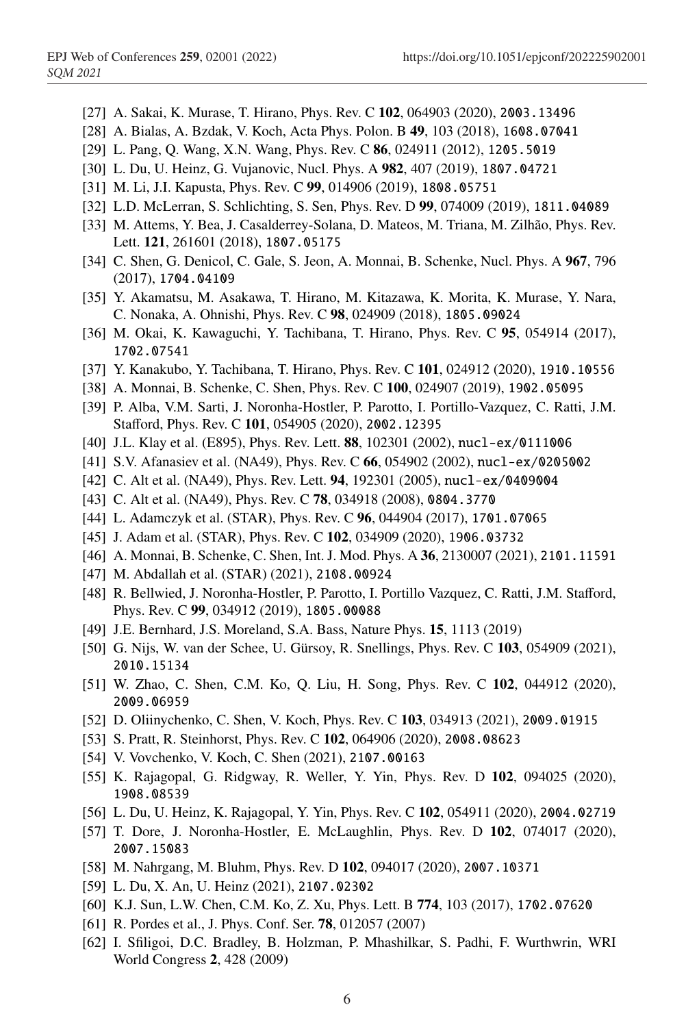[27] A. Sakai, K. Murase, T. Hirano, Phys. Rev. C **102**, 064903 (2020), 2003.13496

[28] A. Bialas, A. Bzdak, V. Koch, Acta Phys. Polon. B **49**, 103 (2018), 1608.07041

[29] L. Pang, Q. Wang, X.N. Wang, Phys. Rev. C **86**, 024911 (2012), 1205.5019

[30] L. Du, U. Heinz, G. Vujanovic, Nucl. Phys. A **982**, 407 (2019), 1807.04721

[31] M. Li, J.I. Kapusta, Phys. Rev. C **99**, 014906 (2019), 1808.05751

[32] L.D. McLerran, S. Schlichting, S. Sen, Phys. Rev. D **99**, 074009 (2019), 1811.04089

[33] M. Attems, Y. Bea, J. Casalderrey-Solana, D. Mateos, M. Triana, M. Zilhão, Phys. Rev. Lett. **121**, 261601 (2018), 1807.05175

[34] C. Shen, G. Denicol, C. Gale, S. Jeon, A. Monnai, B. Schenke, Nucl. Phys. A **967**, 796 (2017), 1704.04109

[35] Y. Akamatsu, M. Asakawa, T. Hirano, M. Kitazawa, K. Morita, K. Murase, Y. Nara, C. Nonaka, A. Ohnishi, Phys. Rev. C **98**, 024909 (2018), 1805.09024

[36] M. Okai, K. Kawaguchi, Y. Tachibana, T. Hirano, Phys. Rev. C **95**, 054914 (2017), 1702.07541

[37] Y. Kanakubo, Y. Tachibana, T. Hirano, Phys. Rev. C **101**, 024912 (2020), 1910.10556

[38] A. Monnai, B. Schenke, C. Shen, Phys. Rev. C **100**, 024907 (2019), 1902.05095

[39] P. Alba, V.M. Sarti, J. Noronha-Hostler, P. Parotto, I. Portillo-Vazquez, C. Ratti, J.M. Stafford, Phys. Rev. C **101**, 054905 (2020), 2002.12395

[40] J.L. Klay et al. (E895), Phys. Rev. Lett. **88**, 102301 (2002), nucl-ex/0111006

[41] S.V. Afanasiev et al. (NA49), Phys. Rev. C **66**, 054902 (2002), nucl-ex/0205002

[42] C. Alt et al. (NA49), Phys. Rev. Lett. **94**, 192301 (2005), nucl-ex/0409004

[43] C. Alt et al. (NA49), Phys. Rev. C **78**, 034918 (2008), 0804.3770

[44] L. Adamczyk et al. (STAR), Phys. Rev. C **96**, 044904 (2017), 1701.07065

[45] J. Adam et al. (STAR), Phys. Rev. C **102**, 034909 (2020), 1906.03732

[46] A. Monnai, B. Schenke, C. Shen, Int. J. Mod. Phys. A **36**, 2130007 (2021), 2101.11591

[47] M. Abdallah et al. (STAR) (2021), 2108.00924

[48] R. Bellwied, J. Noronha-Hostler, P. Parotto, I. Portillo Vazquez, C. Ratti, J.M. Stafford, Phys. Rev. C **99**, 034912 (2019), 1805.00088

[49] J.E. Bernhard, J.S. Moreland, S.A. Bass, Nature Phys. **15**, 1113 (2019)

[50] G. Nijs, W. van der Schee, U. Gürsoy, R. Snellings, Phys. Rev. C **103**, 054909 (2021), 2010.15134

[51] W. Zhao, C. Shen, C.M. Ko, Q. Liu, H. Song, Phys. Rev. C **102**, 044912 (2020), 2009.06959

[52] D. Oliinychenko, C. Shen, V. Koch, Phys. Rev. C **103**, 034913 (2021), 2009.01915

[53] S. Pratt, R. Steinhorst, Phys. Rev. C **102**, 064906 (2020), 2008.08623

[54] V. Vovchenko, V. Koch, C. Shen (2021), 2107.00163

[55] K. Rajagopal, G. Ridgway, R. Weller, Y. Yin, Phys. Rev. D **102**, 094025 (2020), 1908.08539

[56] L. Du, U. Heinz, K. Rajagopal, Y. Yin, Phys. Rev. C **102**, 054911 (2020), 2004.02719

[57] T. Dore, J. Noronha-Hostler, E. McLaughlin, Phys. Rev. D **102**, 074017 (2020), 2007.15083

[58] M. Nahrgang, M. Bluhm, Phys. Rev. D **102**, 094017 (2020), 2007.10371

[59] L. Du, X. An, U. Heinz (2021), 2107.02302

[60] K.J. Sun, L.W. Chen, C.M. Ko, Z. Xu, Phys. Lett. B **774**, 103 (2017), 1702.07620

[61] R. Pordes et al., J. Phys. Conf. Ser. **78**, 012057 (2007)

[62] I. Sfiligoi, D.C. Bradley, B. Holzman, P. Mhashilkar, S. Padhi, F. Wurthwrin, WRI World Congress **2**, 428 (2009)